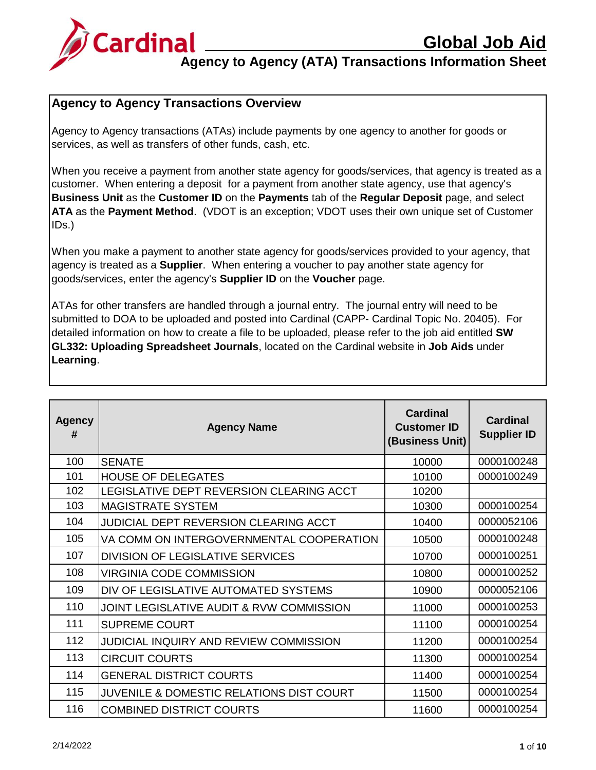# Global Job Aid

## Agency to Agency (ATA) Transactions Information Sheet

### Agency to Agency Transactions Overview

Agency to Agency transactions (ATAs) include payments by one agency to another for goods or services, as well as transfers of other funds, cash, etc.

When you receive a payment from another state agency for goods/services, that agency is treated as a customer. When entering a deposit for a payment from another state agency, use that agency's **Business Unit** as the **Customer ID** on the **Payments** tab of the **Regular Deposit** page, and select **ATA** as the **Payment Method**. (VDOT is an exception; VDOT uses their own unique set of Customer IDs.)

When you make a payment to another state agency for goods/services provided to your agency, that agency is treated as a **Supplier**. When entering a voucher to pay another state agency for goods/services, enter the agency's **Supplier ID** on the **Voucher** page.

ATAs for other transfers are handled through a journal entry. The journal entry will need to be submitted to DOA to be uploaded and posted into Cardinal (CAPP- Cardinal Topic No. 20405). For detailed information on how to create a file to be uploaded, please refer to the job aid entitled **SW GL332: Uploading Spreadsheet Journals**, located on the Cardinal website in **Job Aids** under **Learning**.

| Agency # | Agency Name | Cardinal Customer ID (Business Unit) | Cardinal Supplier ID |
|---|---|---|---|
| 100 | SENATE | 10000 | 0000100248 |
| 101 | HOUSE OF DELEGATES | 10100 | 0000100249 |
| 102 | LEGISLATIVE DEPT REVERSION CLEARING ACCT | 10200 | |
| 103 | MAGISTRATE SYSTEM | 10300 | 0000100254 |
| 104 | JUDICIAL DEPT REVERSION CLEARING ACCT | 10400 | 0000052106 |
| 105 | VA COMM ON INTERGOVERNMENTAL COOPERATION | 10500 | 0000100248 |
| 107 | DIVISION OF LEGISLATIVE SERVICES | 10700 | 0000100251 |
| 108 | VIRGINIA CODE COMMISSION | 10800 | 0000100252 |
| 109 | DIV OF LEGISLATIVE AUTOMATED SYSTEMS | 10900 | 0000052106 |
| 110 | JOINT LEGISLATIVE AUDIT & RVW COMMISSION | 11000 | 0000100253 |
| 111 | SUPREME COURT | 11100 | 0000100254 |
| 112 | JUDICIAL INQUIRY AND REVIEW COMMISSION | 11200 | 0000100254 |
| 113 | CIRCUIT COURTS | 11300 | 0000100254 |
| 114 | GENERAL DISTRICT COURTS | 11400 | 0000100254 |
| 115 | JUVENILE & DOMESTIC RELATIONS DIST COURT | 11500 | 0000100254 |
| 116 | COMBINED DISTRICT COURTS | 11600 | 0000100254 |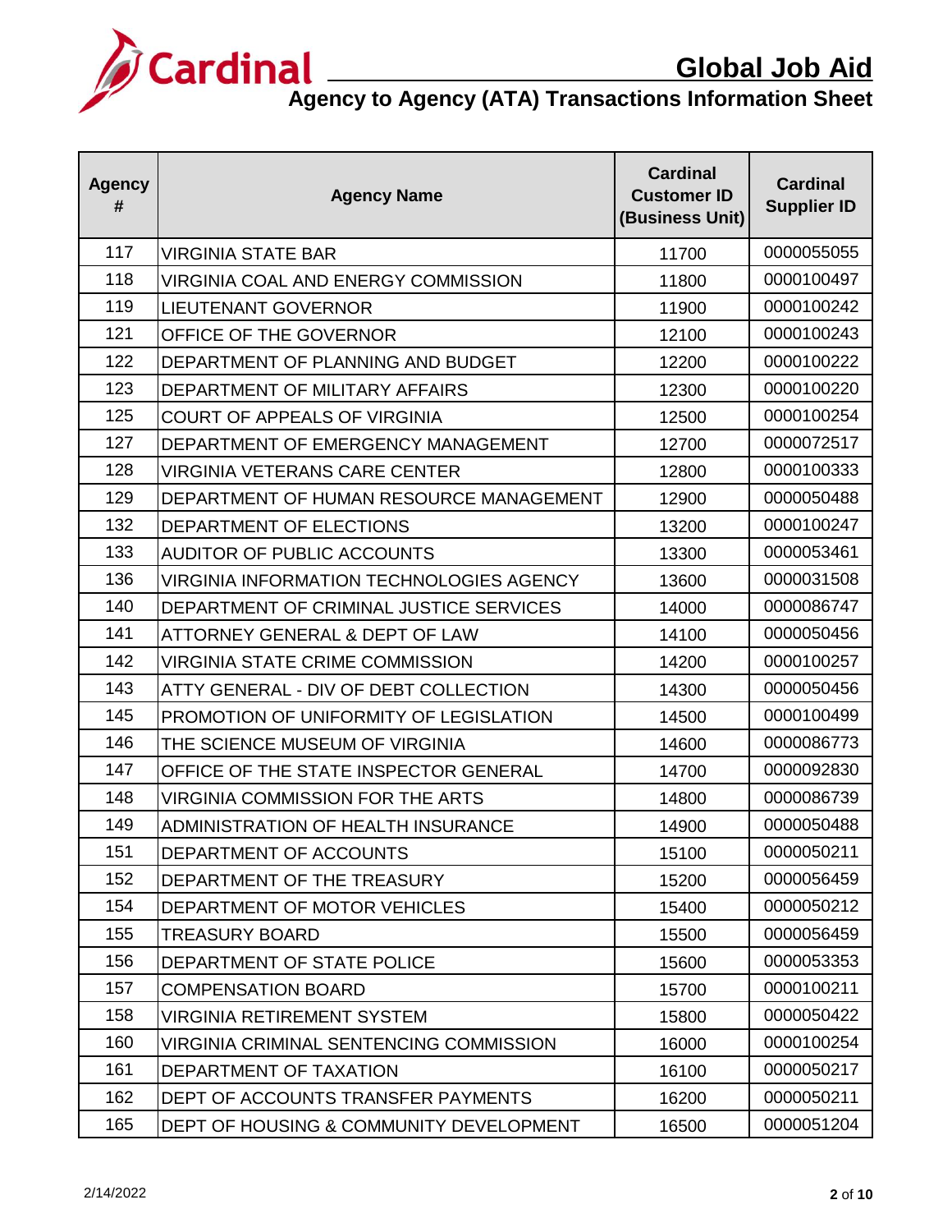| Agency # | Agency Name | Cardinal Customer ID (Business Unit) | Cardinal Supplier ID |
|---|---|---|---|
| 117 | VIRGINIA STATE BAR | 11700 | 0000055055 |
| 118 | VIRGINIA COAL AND ENERGY COMMISSION | 11800 | 0000100497 |
| 119 | LIEUTENANT GOVERNOR | 11900 | 0000100242 |
| 121 | OFFICE OF THE GOVERNOR | 12100 | 0000100243 |
| 122 | DEPARTMENT OF PLANNING AND BUDGET | 12200 | 0000100222 |
| 123 | DEPARTMENT OF MILITARY AFFAIRS | 12300 | 0000100220 |
| 125 | COURT OF APPEALS OF VIRGINIA | 12500 | 0000100254 |
| 127 | DEPARTMENT OF EMERGENCY MANAGEMENT | 12700 | 0000072517 |
| 128 | VIRGINIA VETERANS CARE CENTER | 12800 | 0000100333 |
| 129 | DEPARTMENT OF HUMAN RESOURCE MANAGEMENT | 12900 | 0000050488 |
| 132 | DEPARTMENT OF ELECTIONS | 13200 | 0000100247 |
| 133 | AUDITOR OF PUBLIC ACCOUNTS | 13300 | 0000053461 |
| 136 | VIRGINIA INFORMATION TECHNOLOGIES AGENCY | 13600 | 0000031508 |
| 140 | DEPARTMENT OF CRIMINAL JUSTICE SERVICES | 14000 | 0000086747 |
| 141 | ATTORNEY GENERAL & DEPT OF LAW | 14100 | 0000050456 |
| 142 | VIRGINIA STATE CRIME COMMISSION | 14200 | 0000100257 |
| 143 | ATTY GENERAL - DIV OF DEBT COLLECTION | 14300 | 0000050456 |
| 145 | PROMOTION OF UNIFORMITY OF LEGISLATION | 14500 | 0000100499 |
| 146 | THE SCIENCE MUSEUM OF VIRGINIA | 14600 | 0000086773 |
| 147 | OFFICE OF THE STATE INSPECTOR GENERAL | 14700 | 0000092830 |
| 148 | VIRGINIA COMMISSION FOR THE ARTS | 14800 | 0000086739 |
| 149 | ADMINISTRATION OF HEALTH INSURANCE | 14900 | 0000050488 |
| 151 | DEPARTMENT OF ACCOUNTS | 15100 | 0000050211 |
| 152 | DEPARTMENT OF THE TREASURY | 15200 | 0000056459 |
| 154 | DEPARTMENT OF MOTOR VEHICLES | 15400 | 0000050212 |
| 155 | TREASURY BOARD | 15500 | 0000056459 |
| 156 | DEPARTMENT OF STATE POLICE | 15600 | 0000053353 |
| 157 | COMPENSATION BOARD | 15700 | 0000100211 |
| 158 | VIRGINIA RETIREMENT SYSTEM | 15800 | 0000050422 |
| 160 | VIRGINIA CRIMINAL SENTENCING COMMISSION | 16000 | 0000100254 |
| 161 | DEPARTMENT OF TAXATION | 16100 | 0000050217 |
| 162 | DEPT OF ACCOUNTS TRANSFER PAYMENTS | 16200 | 0000050211 |
| 165 | DEPT OF HOUSING & COMMUNITY DEVELOPMENT | 16500 | 0000051204 |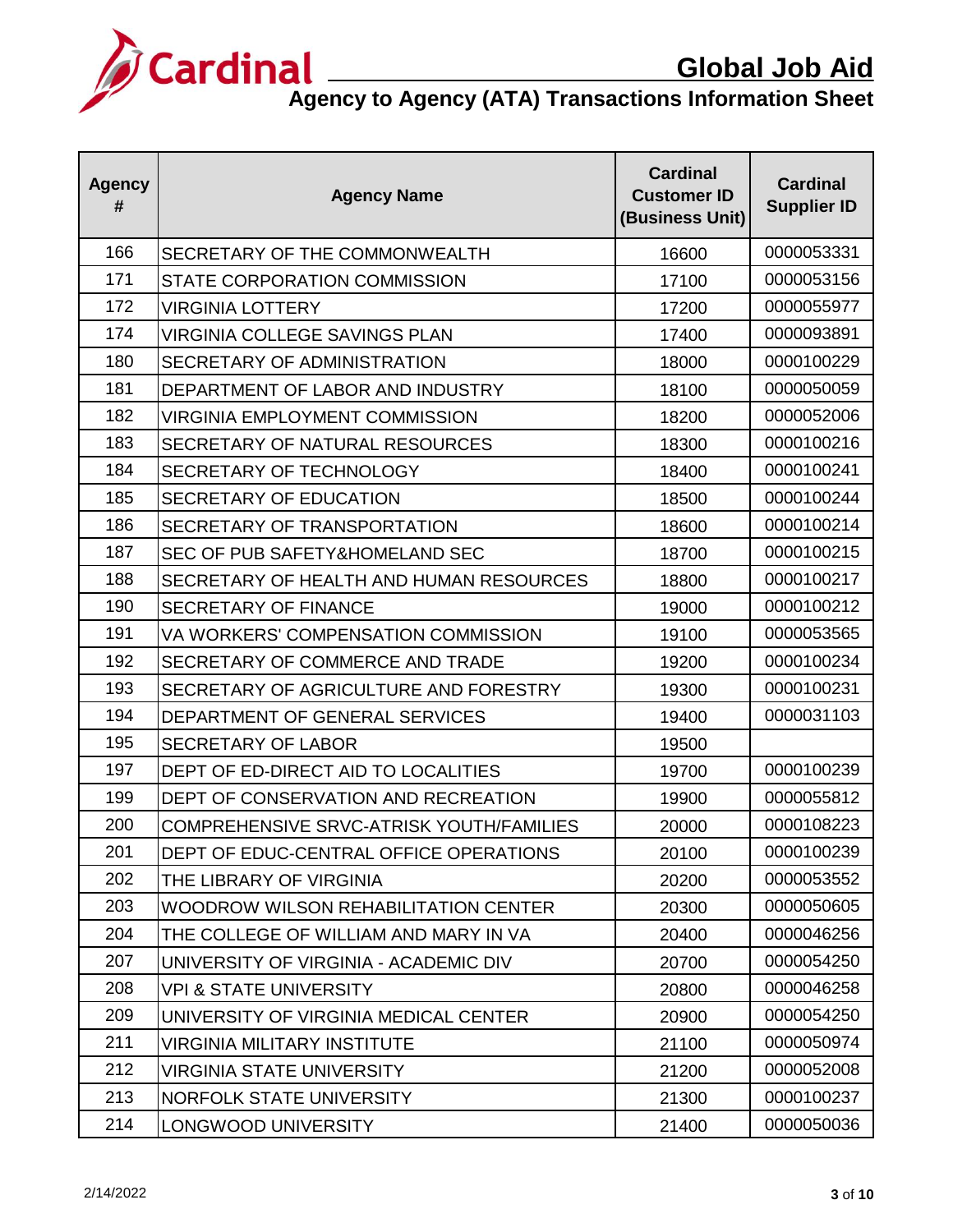| Agency # | Agency Name | Cardinal Customer ID (Business Unit) | Cardinal Supplier ID |
|---|---|---|---|
| 166 | SECRETARY OF THE COMMONWEALTH | 16600 | 0000053331 |
| 171 | STATE CORPORATION COMMISSION | 17100 | 0000053156 |
| 172 | VIRGINIA LOTTERY | 17200 | 0000055977 |
| 174 | VIRGINIA COLLEGE SAVINGS PLAN | 17400 | 0000093891 |
| 180 | SECRETARY OF ADMINISTRATION | 18000 | 0000100229 |
| 181 | DEPARTMENT OF LABOR AND INDUSTRY | 18100 | 0000050059 |
| 182 | VIRGINIA EMPLOYMENT COMMISSION | 18200 | 0000052006 |
| 183 | SECRETARY OF NATURAL RESOURCES | 18300 | 0000100216 |
| 184 | SECRETARY OF TECHNOLOGY | 18400 | 0000100241 |
| 185 | SECRETARY OF EDUCATION | 18500 | 0000100244 |
| 186 | SECRETARY OF TRANSPORTATION | 18600 | 0000100214 |
| 187 | SEC OF PUB SAFETY&HOMELAND SEC | 18700 | 0000100215 |
| 188 | SECRETARY OF HEALTH AND HUMAN RESOURCES | 18800 | 0000100217 |
| 190 | SECRETARY OF FINANCE | 19000 | 0000100212 |
| 191 | VA WORKERS' COMPENSATION COMMISSION | 19100 | 0000053565 |
| 192 | SECRETARY OF COMMERCE AND TRADE | 19200 | 0000100234 |
| 193 | SECRETARY OF AGRICULTURE AND FORESTRY | 19300 | 0000100231 |
| 194 | DEPARTMENT OF GENERAL SERVICES | 19400 | 0000031103 |
| 195 | SECRETARY OF LABOR | 19500 | |
| 197 | DEPT OF ED-DIRECT AID TO LOCALITIES | 19700 | 0000100239 |
| 199 | DEPT OF CONSERVATION AND RECREATION | 19900 | 0000055812 |
| 200 | COMPREHENSIVE SRVC-ATRISK YOUTH/FAMILIES | 20000 | 0000108223 |
| 201 | DEPT OF EDUC-CENTRAL OFFICE OPERATIONS | 20100 | 0000100239 |
| 202 | THE LIBRARY OF VIRGINIA | 20200 | 0000053552 |
| 203 | WOODROW WILSON REHABILITATION CENTER | 20300 | 0000050605 |
| 204 | THE COLLEGE OF WILLIAM AND MARY IN VA | 20400 | 0000046256 |
| 207 | UNIVERSITY OF VIRGINIA - ACADEMIC DIV | 20700 | 0000054250 |
| 208 | VPI & STATE UNIVERSITY | 20800 | 0000046258 |
| 209 | UNIVERSITY OF VIRGINIA MEDICAL CENTER | 20900 | 0000054250 |
| 211 | VIRGINIA MILITARY INSTITUTE | 21100 | 0000050974 |
| 212 | VIRGINIA STATE UNIVERSITY | 21200 | 0000052008 |
| 213 | NORFOLK STATE UNIVERSITY | 21300 | 0000100237 |
| 214 | LONGWOOD UNIVERSITY | 21400 | 0000050036 |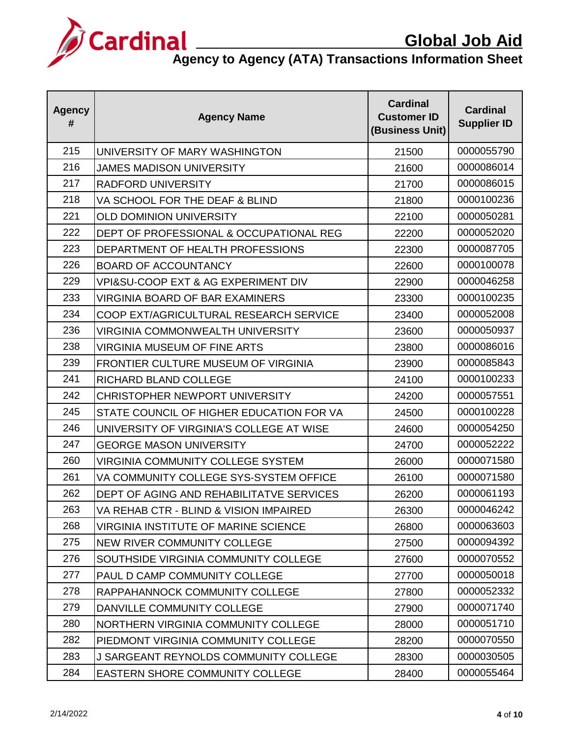| Agency # | Agency Name | Cardinal Customer ID (Business Unit) | Cardinal Supplier ID |
|---|---|---|---|
| 215 | UNIVERSITY OF MARY WASHINGTON | 21500 | 0000055790 |
| 216 | JAMES MADISON UNIVERSITY | 21600 | 0000086014 |
| 217 | RADFORD UNIVERSITY | 21700 | 0000086015 |
| 218 | VA SCHOOL FOR THE DEAF & BLIND | 21800 | 0000100236 |
| 221 | OLD DOMINION UNIVERSITY | 22100 | 0000050281 |
| 222 | DEPT OF PROFESSIONAL & OCCUPATIONAL REG | 22200 | 0000052020 |
| 223 | DEPARTMENT OF HEALTH PROFESSIONS | 22300 | 0000087705 |
| 226 | BOARD OF ACCOUNTANCY | 22600 | 0000100078 |
| 229 | VPI&SU-COOP EXT & AG EXPERIMENT DIV | 22900 | 0000046258 |
| 233 | VIRGINIA BOARD OF BAR EXAMINERS | 23300 | 0000100235 |
| 234 | COOP EXT/AGRICULTURAL RESEARCH SERVICE | 23400 | 0000052008 |
| 236 | VIRGINIA COMMONWEALTH UNIVERSITY | 23600 | 0000050937 |
| 238 | VIRGINIA MUSEUM OF FINE ARTS | 23800 | 0000086016 |
| 239 | FRONTIER CULTURE MUSEUM OF VIRGINIA | 23900 | 0000085843 |
| 241 | RICHARD BLAND COLLEGE | 24100 | 0000100233 |
| 242 | CHRISTOPHER NEWPORT UNIVERSITY | 24200 | 0000057551 |
| 245 | STATE COUNCIL OF HIGHER EDUCATION FOR VA | 24500 | 0000100228 |
| 246 | UNIVERSITY OF VIRGINIA'S COLLEGE AT WISE | 24600 | 0000054250 |
| 247 | GEORGE MASON UNIVERSITY | 24700 | 0000052222 |
| 260 | VIRGINIA COMMUNITY COLLEGE SYSTEM | 26000 | 0000071580 |
| 261 | VA COMMUNITY COLLEGE SYS-SYSTEM OFFICE | 26100 | 0000071580 |
| 262 | DEPT OF AGING AND REHABILITATVE SERVICES | 26200 | 0000061193 |
| 263 | VA REHAB CTR - BLIND & VISION IMPAIRED | 26300 | 0000046242 |
| 268 | VIRGINIA INSTITUTE OF MARINE SCIENCE | 26800 | 0000063603 |
| 275 | NEW RIVER COMMUNITY COLLEGE | 27500 | 0000094392 |
| 276 | SOUTHSIDE VIRGINIA COMMUNITY COLLEGE | 27600 | 0000070552 |
| 277 | PAUL D CAMP COMMUNITY COLLEGE | 27700 | 0000050018 |
| 278 | RAPPAHANNOCK COMMUNITY COLLEGE | 27800 | 0000052332 |
| 279 | DANVILLE COMMUNITY COLLEGE | 27900 | 0000071740 |
| 280 | NORTHERN VIRGINIA COMMUNITY COLLEGE | 28000 | 0000051710 |
| 282 | PIEDMONT VIRGINIA COMMUNITY COLLEGE | 28200 | 0000070550 |
| 283 | J SARGEANT REYNOLDS COMMUNITY COLLEGE | 28300 | 0000030505 |
| 284 | EASTERN SHORE COMMUNITY COLLEGE | 28400 | 0000055464 |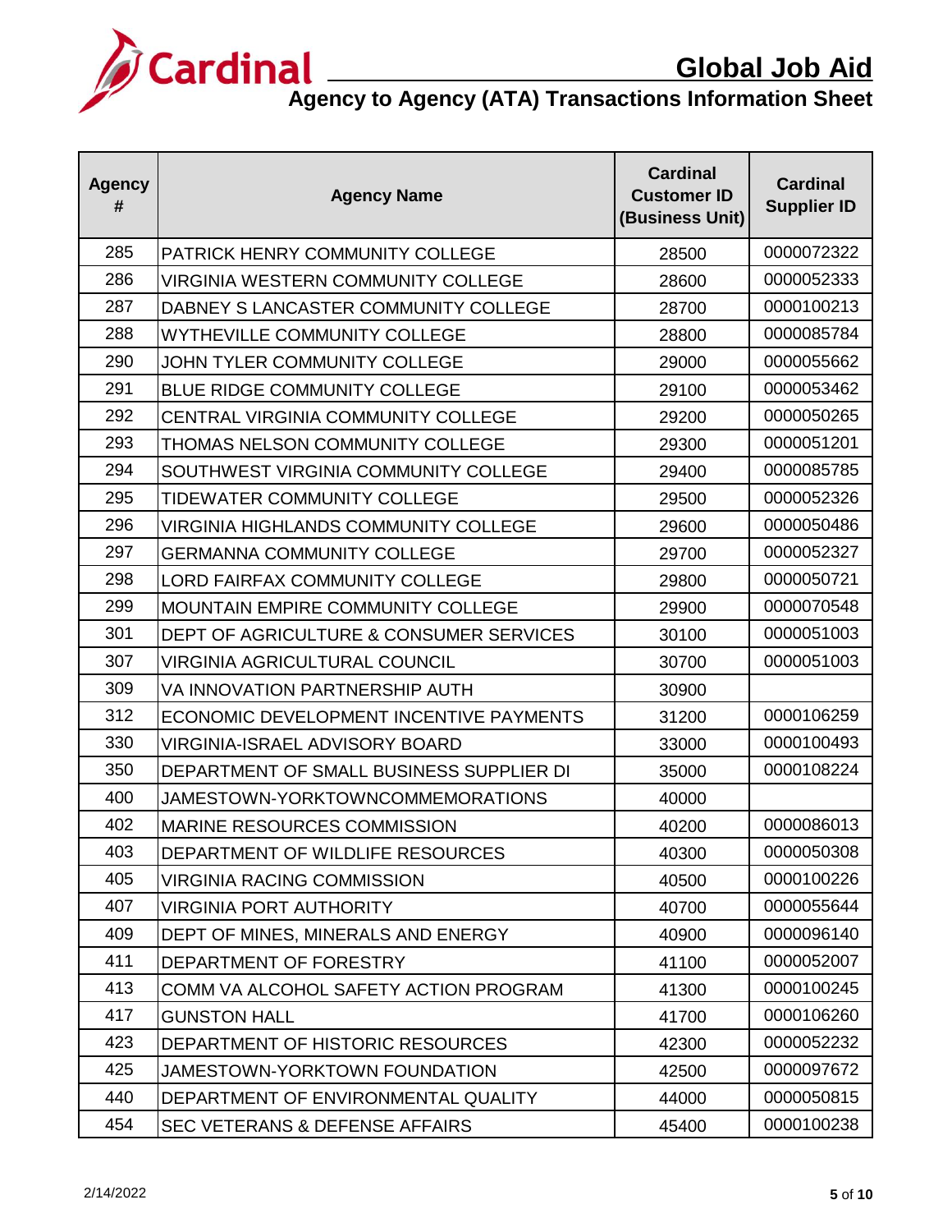| Agency # | Agency Name | Cardinal Customer ID (Business Unit) | Cardinal Supplier ID |
|---|---|---|---|
| 285 | PATRICK HENRY COMMUNITY COLLEGE | 28500 | 0000072322 |
| 286 | VIRGINIA WESTERN COMMUNITY COLLEGE | 28600 | 0000052333 |
| 287 | DABNEY S LANCASTER COMMUNITY COLLEGE | 28700 | 0000100213 |
| 288 | WYTHEVILLE COMMUNITY COLLEGE | 28800 | 0000085784 |
| 290 | JOHN TYLER COMMUNITY COLLEGE | 29000 | 0000055662 |
| 291 | BLUE RIDGE COMMUNITY COLLEGE | 29100 | 0000053462 |
| 292 | CENTRAL VIRGINIA COMMUNITY COLLEGE | 29200 | 0000050265 |
| 293 | THOMAS NELSON COMMUNITY COLLEGE | 29300 | 0000051201 |
| 294 | SOUTHWEST VIRGINIA COMMUNITY COLLEGE | 29400 | 0000085785 |
| 295 | TIDEWATER COMMUNITY COLLEGE | 29500 | 0000052326 |
| 296 | VIRGINIA HIGHLANDS COMMUNITY COLLEGE | 29600 | 0000050486 |
| 297 | GERMANNA COMMUNITY COLLEGE | 29700 | 0000052327 |
| 298 | LORD FAIRFAX COMMUNITY COLLEGE | 29800 | 0000050721 |
| 299 | MOUNTAIN EMPIRE COMMUNITY COLLEGE | 29900 | 0000070548 |
| 301 | DEPT OF AGRICULTURE & CONSUMER SERVICES | 30100 | 0000051003 |
| 307 | VIRGINIA AGRICULTURAL COUNCIL | 30700 | 0000051003 |
| 309 | VA INNOVATION PARTNERSHIP AUTH | 30900 | |
| 312 | ECONOMIC DEVELOPMENT INCENTIVE PAYMENTS | 31200 | 0000106259 |
| 330 | VIRGINIA-ISRAEL ADVISORY BOARD | 33000 | 0000100493 |
| 350 | DEPARTMENT OF SMALL BUSINESS SUPPLIER DI | 35000 | 0000108224 |
| 400 | JAMESTOWN-YORKTOWNCOMMEMORATIONS | 40000 | |
| 402 | MARINE RESOURCES COMMISSION | 40200 | 0000086013 |
| 403 | DEPARTMENT OF WILDLIFE RESOURCES | 40300 | 0000050308 |
| 405 | VIRGINIA RACING COMMISSION | 40500 | 0000100226 |
| 407 | VIRGINIA PORT AUTHORITY | 40700 | 0000055644 |
| 409 | DEPT OF MINES, MINERALS AND ENERGY | 40900 | 0000096140 |
| 411 | DEPARTMENT OF FORESTRY | 41100 | 0000052007 |
| 413 | COMM VA ALCOHOL SAFETY ACTION PROGRAM | 41300 | 0000100245 |
| 417 | GUNSTON HALL | 41700 | 0000106260 |
| 423 | DEPARTMENT OF HISTORIC RESOURCES | 42300 | 0000052232 |
| 425 | JAMESTOWN-YORKTOWN FOUNDATION | 42500 | 0000097672 |
| 440 | DEPARTMENT OF ENVIRONMENTAL QUALITY | 44000 | 0000050815 |
| 454 | SEC VETERANS & DEFENSE AFFAIRS | 45400 | 0000100238 |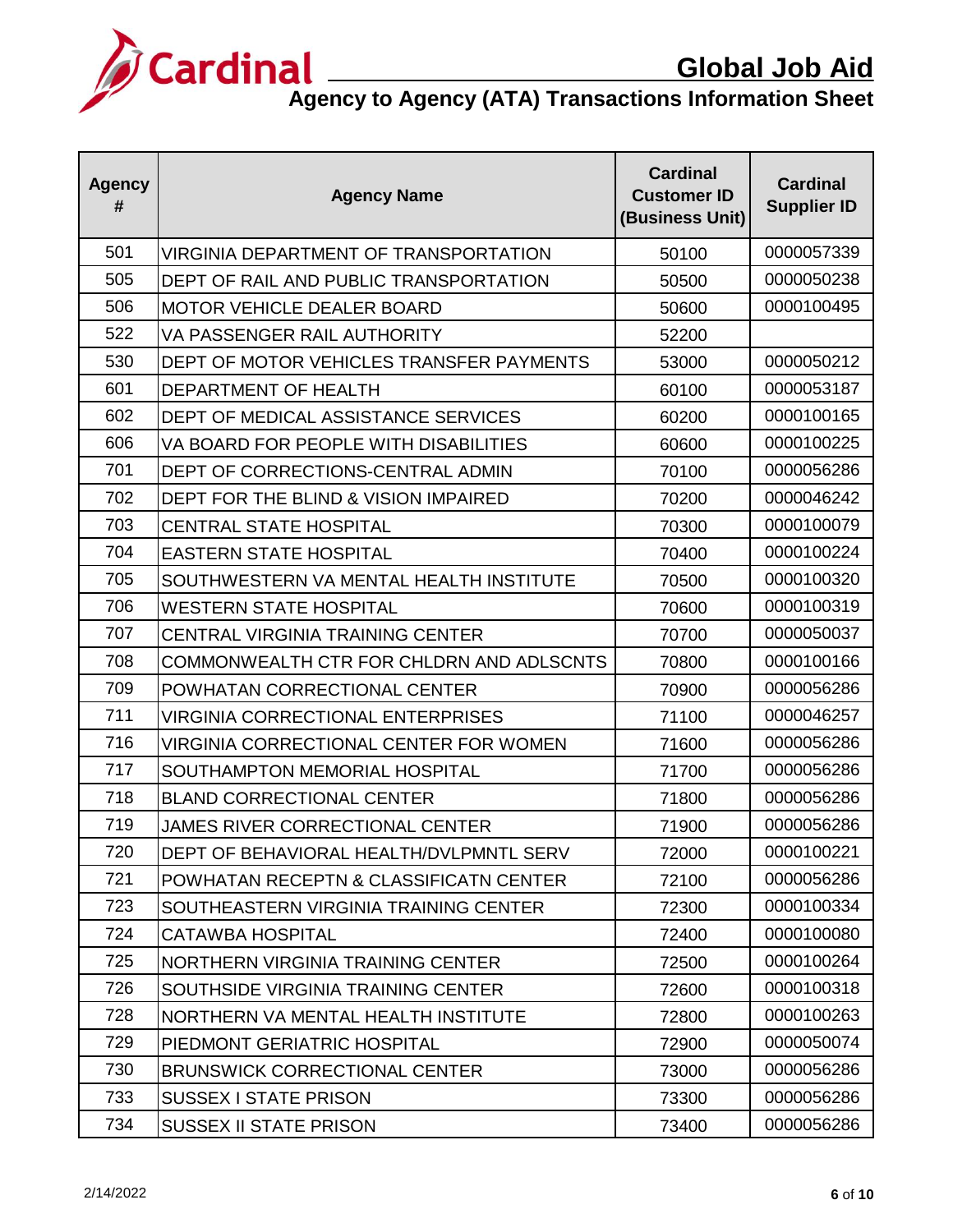| Agency # | Agency Name | Cardinal Customer ID (Business Unit) | Cardinal Supplier ID |
|---|---|---|---|
| 501 | VIRGINIA DEPARTMENT OF TRANSPORTATION | 50100 | 0000057339 |
| 505 | DEPT OF RAIL AND PUBLIC TRANSPORTATION | 50500 | 0000050238 |
| 506 | MOTOR VEHICLE DEALER BOARD | 50600 | 0000100495 |
| 522 | VA PASSENGER RAIL AUTHORITY | 52200 | |
| 530 | DEPT OF MOTOR VEHICLES TRANSFER PAYMENTS | 53000 | 0000050212 |
| 601 | DEPARTMENT OF HEALTH | 60100 | 0000053187 |
| 602 | DEPT OF MEDICAL ASSISTANCE SERVICES | 60200 | 0000100165 |
| 606 | VA BOARD FOR PEOPLE WITH DISABILITIES | 60600 | 0000100225 |
| 701 | DEPT OF CORRECTIONS-CENTRAL ADMIN | 70100 | 0000056286 |
| 702 | DEPT FOR THE BLIND & VISION IMPAIRED | 70200 | 0000046242 |
| 703 | CENTRAL STATE HOSPITAL | 70300 | 0000100079 |
| 704 | EASTERN STATE HOSPITAL | 70400 | 0000100224 |
| 705 | SOUTHWESTERN VA MENTAL HEALTH INSTITUTE | 70500 | 0000100320 |
| 706 | WESTERN STATE HOSPITAL | 70600 | 0000100319 |
| 707 | CENTRAL VIRGINIA TRAINING CENTER | 70700 | 0000050037 |
| 708 | COMMONWEALTH CTR FOR CHLDRN AND ADLSCNTS | 70800 | 0000100166 |
| 709 | POWHATAN CORRECTIONAL CENTER | 70900 | 0000056286 |
| 711 | VIRGINIA CORRECTIONAL ENTERPRISES | 71100 | 0000046257 |
| 716 | VIRGINIA CORRECTIONAL CENTER FOR WOMEN | 71600 | 0000056286 |
| 717 | SOUTHAMPTON MEMORIAL HOSPITAL | 71700 | 0000056286 |
| 718 | BLAND CORRECTIONAL CENTER | 71800 | 0000056286 |
| 719 | JAMES RIVER CORRECTIONAL CENTER | 71900 | 0000056286 |
| 720 | DEPT OF BEHAVIORAL HEALTH/DVLPMNTL SERV | 72000 | 0000100221 |
| 721 | POWHATAN RECEPTN & CLASSIFICATN CENTER | 72100 | 0000056286 |
| 723 | SOUTHEASTERN VIRGINIA TRAINING CENTER | 72300 | 0000100334 |
| 724 | CATAWBA HOSPITAL | 72400 | 0000100080 |
| 725 | NORTHERN VIRGINIA TRAINING CENTER | 72500 | 0000100264 |
| 726 | SOUTHSIDE VIRGINIA TRAINING CENTER | 72600 | 0000100318 |
| 728 | NORTHERN VA MENTAL HEALTH INSTITUTE | 72800 | 0000100263 |
| 729 | PIEDMONT GERIATRIC HOSPITAL | 72900 | 0000050074 |
| 730 | BRUNSWICK CORRECTIONAL CENTER | 73000 | 0000056286 |
| 733 | SUSSEX I STATE PRISON | 73300 | 0000056286 |
| 734 | SUSSEX II STATE PRISON | 73400 | 0000056286 |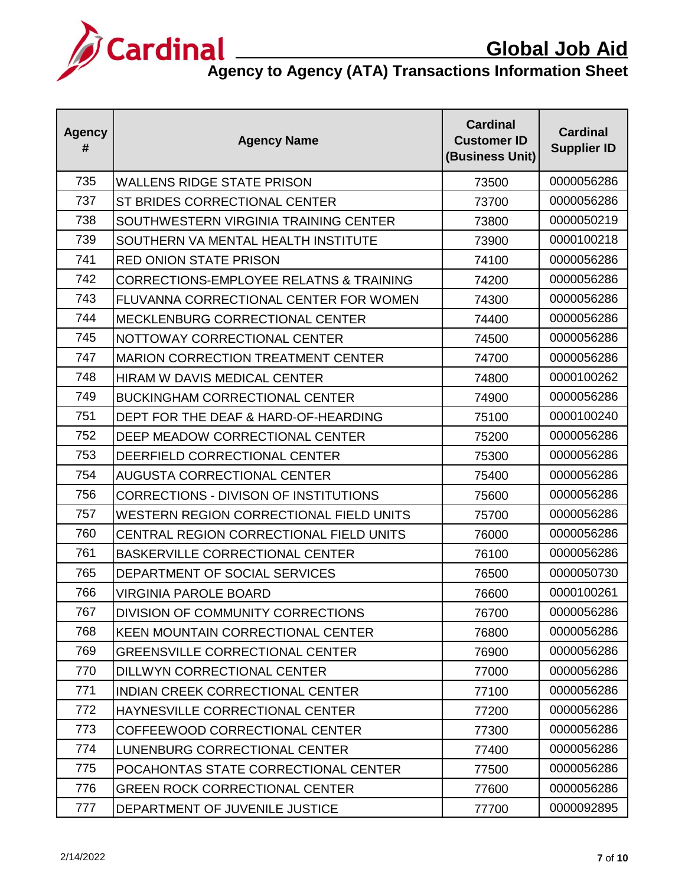# Global Job Aid

## Agency to Agency (ATA) Transactions Information Sheet

| Agency # | Agency Name | Cardinal Customer ID (Business Unit) | Cardinal Supplier ID |
|---|---|---|---|
| 735 | WALLENS RIDGE STATE PRISON | 73500 | 0000056286 |
| 737 | ST BRIDES CORRECTIONAL CENTER | 73700 | 0000056286 |
| 738 | SOUTHWESTERN VIRGINIA TRAINING CENTER | 73800 | 0000050219 |
| 739 | SOUTHERN VA MENTAL HEALTH INSTITUTE | 73900 | 0000100218 |
| 741 | RED ONION STATE PRISON | 74100 | 0000056286 |
| 742 | CORRECTIONS-EMPLOYEE RELATNS & TRAINING | 74200 | 0000056286 |
| 743 | FLUVANNA CORRECTIONAL CENTER FOR WOMEN | 74300 | 0000056286 |
| 744 | MECKLENBURG CORRECTIONAL CENTER | 74400 | 0000056286 |
| 745 | NOTTOWAY CORRECTIONAL CENTER | 74500 | 0000056286 |
| 747 | MARION CORRECTION TREATMENT CENTER | 74700 | 0000056286 |
| 748 | HIRAM W DAVIS MEDICAL CENTER | 74800 | 0000100262 |
| 749 | BUCKINGHAM CORRECTIONAL CENTER | 74900 | 0000056286 |
| 751 | DEPT FOR THE DEAF & HARD-OF-HEARDING | 75100 | 0000100240 |
| 752 | DEEP MEADOW CORRECTIONAL CENTER | 75200 | 0000056286 |
| 753 | DEERFIELD CORRECTIONAL CENTER | 75300 | 0000056286 |
| 754 | AUGUSTA CORRECTIONAL CENTER | 75400 | 0000056286 |
| 756 | CORRECTIONS - DIVISON OF INSTITUTIONS | 75600 | 0000056286 |
| 757 | WESTERN REGION CORRECTIONAL FIELD UNITS | 75700 | 0000056286 |
| 760 | CENTRAL REGION CORRECTIONAL FIELD UNITS | 76000 | 0000056286 |
| 761 | BASKERVILLE CORRECTIONAL CENTER | 76100 | 0000056286 |
| 765 | DEPARTMENT OF SOCIAL SERVICES | 76500 | 0000050730 |
| 766 | VIRGINIA PAROLE BOARD | 76600 | 0000100261 |
| 767 | DIVISION OF COMMUNITY CORRECTIONS | 76700 | 0000056286 |
| 768 | KEEN MOUNTAIN CORRECTIONAL CENTER | 76800 | 0000056286 |
| 769 | GREENSVILLE CORRECTIONAL CENTER | 76900 | 0000056286 |
| 770 | DILLWYN CORRECTIONAL CENTER | 77000 | 0000056286 |
| 771 | INDIAN CREEK CORRECTIONAL CENTER | 77100 | 0000056286 |
| 772 | HAYNESVILLE CORRECTIONAL CENTER | 77200 | 0000056286 |
| 773 | COFFEEWOOD CORRECTIONAL CENTER | 77300 | 0000056286 |
| 774 | LUNENBURG CORRECTIONAL CENTER | 77400 | 0000056286 |
| 775 | POCAHONTAS STATE CORRECTIONAL CENTER | 77500 | 0000056286 |
| 776 | GREEN ROCK CORRECTIONAL CENTER | 77600 | 0000056286 |
| 777 | DEPARTMENT OF JUVENILE JUSTICE | 77700 | 0000092895 |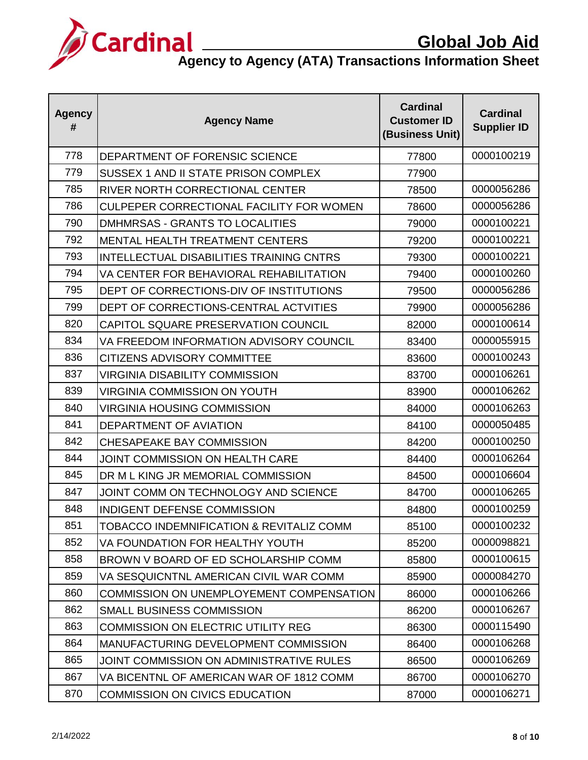| Agency # | Agency Name | Cardinal Customer ID (Business Unit) | Cardinal Supplier ID |
|---|---|---|---|
| 778 | DEPARTMENT OF FORENSIC SCIENCE | 77800 | 0000100219 |
| 779 | SUSSEX 1 AND II STATE PRISON COMPLEX | 77900 | |
| 785 | RIVER NORTH CORRECTIONAL CENTER | 78500 | 0000056286 |
| 786 | CULPEPER CORRECTIONAL FACILITY FOR WOMEN | 78600 | 0000056286 |
| 790 | DMHMRSAS - GRANTS TO LOCALITIES | 79000 | 0000100221 |
| 792 | MENTAL HEALTH TREATMENT CENTERS | 79200 | 0000100221 |
| 793 | INTELLECTUAL DISABILITIES TRAINING CNTRS | 79300 | 0000100221 |
| 794 | VA CENTER FOR BEHAVIORAL REHABILITATION | 79400 | 0000100260 |
| 795 | DEPT OF CORRECTIONS-DIV OF INSTITUTIONS | 79500 | 0000056286 |
| 799 | DEPT OF CORRECTIONS-CENTRAL ACTVITIES | 79900 | 0000056286 |
| 820 | CAPITOL SQUARE PRESERVATION COUNCIL | 82000 | 0000100614 |
| 834 | VA FREEDOM INFORMATION ADVISORY COUNCIL | 83400 | 0000055915 |
| 836 | CITIZENS ADVISORY COMMITTEE | 83600 | 0000100243 |
| 837 | VIRGINIA DISABILITY COMMISSION | 83700 | 0000106261 |
| 839 | VIRGINIA COMMISSION ON YOUTH | 83900 | 0000106262 |
| 840 | VIRGINIA HOUSING COMMISSION | 84000 | 0000106263 |
| 841 | DEPARTMENT OF AVIATION | 84100 | 0000050485 |
| 842 | CHESAPEAKE BAY COMMISSION | 84200 | 0000100250 |
| 844 | JOINT COMMISSION ON HEALTH CARE | 84400 | 0000106264 |
| 845 | DR M L KING JR MEMORIAL COMMISSION | 84500 | 0000106604 |
| 847 | JOINT COMM ON TECHNOLOGY AND SCIENCE | 84700 | 0000106265 |
| 848 | INDIGENT DEFENSE COMMISSION | 84800 | 0000100259 |
| 851 | TOBACCO INDEMNIFICATION & REVITALIZ COMM | 85100 | 0000100232 |
| 852 | VA FOUNDATION FOR HEALTHY YOUTH | 85200 | 0000098821 |
| 858 | BROWN V BOARD OF ED SCHOLARSHIP COMM | 85800 | 0000100615 |
| 859 | VA SESQUICNTNL AMERICAN CIVIL WAR COMM | 85900 | 0000084270 |
| 860 | COMMISSION ON UNEMPLOYEMENT COMPENSATION | 86000 | 0000106266 |
| 862 | SMALL BUSINESS COMMISSION | 86200 | 0000106267 |
| 863 | COMMISSION ON ELECTRIC UTILITY REG | 86300 | 0000115490 |
| 864 | MANUFACTURING DEVELOPMENT COMMISSION | 86400 | 0000106268 |
| 865 | JOINT COMMISSION ON ADMINISTRATIVE RULES | 86500 | 0000106269 |
| 867 | VA BICENTNL OF AMERICAN WAR OF 1812 COMM | 86700 | 0000106270 |
| 870 | COMMISSION ON CIVICS EDUCATION | 87000 | 0000106271 |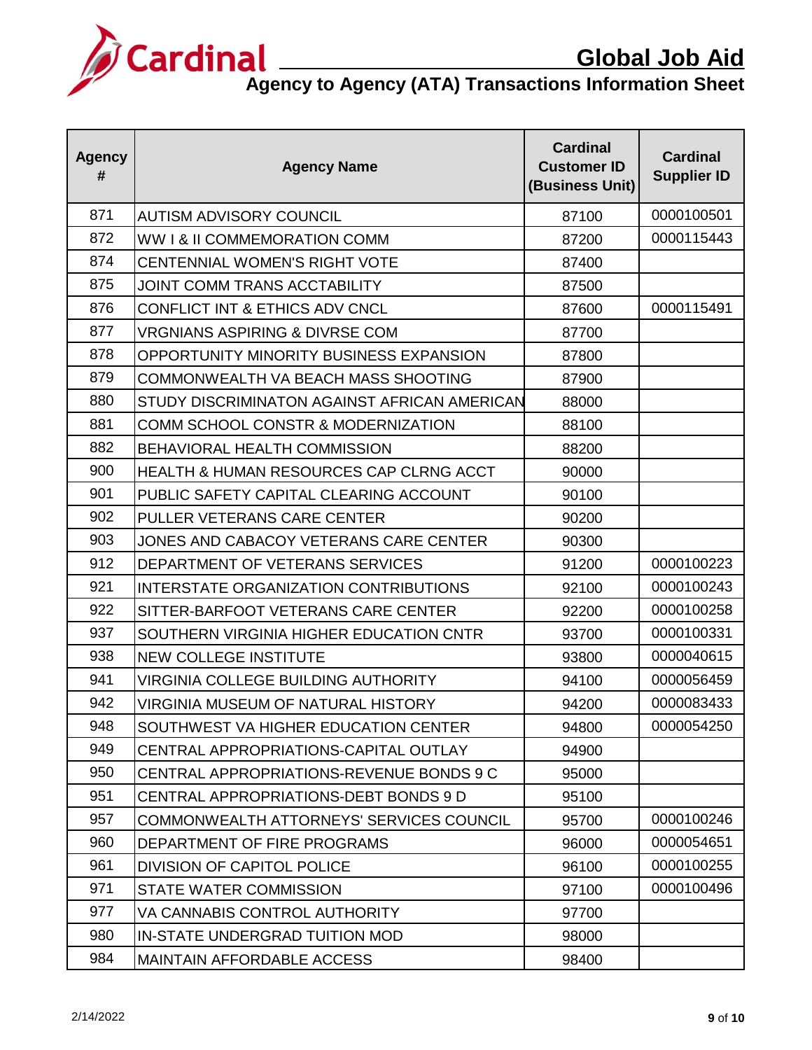| Agency # | Agency Name | Cardinal Customer ID (Business Unit) | Cardinal Supplier ID |
|---|---|---|---|
| 871 | AUTISM ADVISORY COUNCIL | 87100 | 0000100501 |
| 872 | WW I & II COMMEMORATION COMM | 87200 | 0000115443 |
| 874 | CENTENNIAL WOMEN'S RIGHT VOTE | 87400 | |
| 875 | JOINT COMM TRANS ACCTABILITY | 87500 | |
| 876 | CONFLICT INT & ETHICS ADV CNCL | 87600 | 0000115491 |
| 877 | VRGNIANS ASPIRING & DIVRSE COM | 87700 | |
| 878 | OPPORTUNITY MINORITY BUSINESS EXPANSION | 87800 | |
| 879 | COMMONWEALTH VA BEACH MASS SHOOTING | 87900 | |
| 880 | STUDY DISCRIMINATON AGAINST AFRICAN AMERICAN | 88000 | |
| 881 | COMM SCHOOL CONSTR & MODERNIZATION | 88100 | |
| 882 | BEHAVIORAL HEALTH COMMISSION | 88200 | |
| 900 | HEALTH & HUMAN RESOURCES CAP CLRNG ACCT | 90000 | |
| 901 | PUBLIC SAFETY CAPITAL CLEARING ACCOUNT | 90100 | |
| 902 | PULLER VETERANS CARE CENTER | 90200 | |
| 903 | JONES AND CABACOY VETERANS CARE CENTER | 90300 | |
| 912 | DEPARTMENT OF VETERANS SERVICES | 91200 | 0000100223 |
| 921 | INTERSTATE ORGANIZATION CONTRIBUTIONS | 92100 | 0000100243 |
| 922 | SITTER-BARFOOT VETERANS CARE CENTER | 92200 | 0000100258 |
| 937 | SOUTHERN VIRGINIA HIGHER EDUCATION CNTR | 93700 | 0000100331 |
| 938 | NEW COLLEGE INSTITUTE | 93800 | 0000040615 |
| 941 | VIRGINIA COLLEGE BUILDING AUTHORITY | 94100 | 0000056459 |
| 942 | VIRGINIA MUSEUM OF NATURAL HISTORY | 94200 | 0000083433 |
| 948 | SOUTHWEST VA HIGHER EDUCATION CENTER | 94800 | 0000054250 |
| 949 | CENTRAL APPROPRIATIONS-CAPITAL OUTLAY | 94900 | |
| 950 | CENTRAL APPROPRIATIONS-REVENUE BONDS 9 C | 95000 | |
| 951 | CENTRAL APPROPRIATIONS-DEBT BONDS 9 D | 95100 | |
| 957 | COMMONWEALTH ATTORNEYS' SERVICES COUNCIL | 95700 | 0000100246 |
| 960 | DEPARTMENT OF FIRE PROGRAMS | 96000 | 0000054651 |
| 961 | DIVISION OF CAPITOL POLICE | 96100 | 0000100255 |
| 971 | STATE WATER COMMISSION | 97100 | 0000100496 |
| 977 | VA CANNABIS CONTROL AUTHORITY | 97700 | |
| 980 | IN-STATE UNDERGRAD TUITION MOD | 98000 | |
| 984 | MAINTAIN AFFORDABLE ACCESS | 98400 | |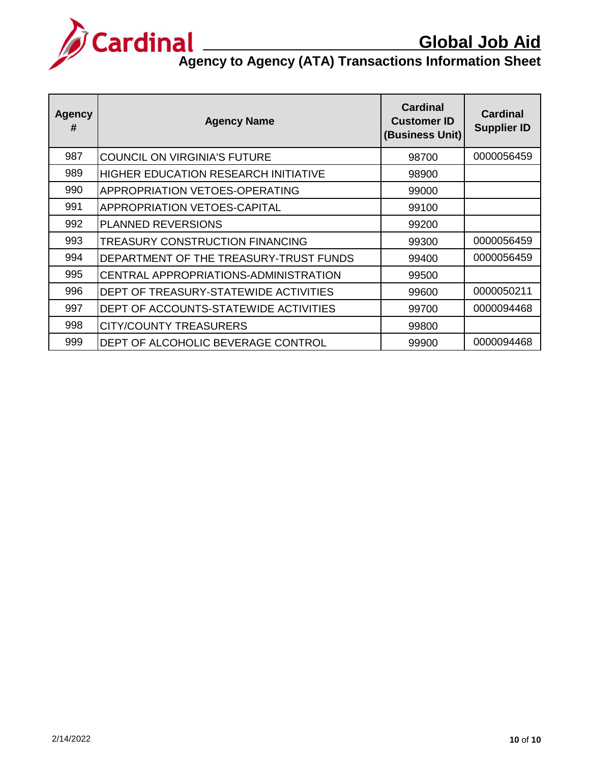# Global Job Aid

## Agency to Agency (ATA) Transactions Information Sheet

| Agency # | Agency Name | Cardinal Customer ID (Business Unit) | Cardinal Supplier ID |
|---|---|---|---|
| 987 | COUNCIL ON VIRGINIA'S FUTURE | 98700 | 0000056459 |
| 989 | HIGHER EDUCATION RESEARCH INITIATIVE | 98900 | |
| 990 | APPROPRIATION VETOES-OPERATING | 99000 | |
| 991 | APPROPRIATION VETOES-CAPITAL | 99100 | |
| 992 | PLANNED REVERSIONS | 99200 | |
| 993 | TREASURY CONSTRUCTION FINANCING | 99300 | 0000056459 |
| 994 | DEPARTMENT OF THE TREASURY-TRUST FUNDS | 99400 | 0000056459 |
| 995 | CENTRAL APPROPRIATIONS-ADMINISTRATION | 99500 | |
| 996 | DEPT OF TREASURY-STATEWIDE ACTIVITIES | 99600 | 0000050211 |
| 997 | DEPT OF ACCOUNTS-STATEWIDE ACTIVITIES | 99700 | 0000094468 |
| 998 | CITY/COUNTY TREASURERS | 99800 | |
| 999 | DEPT OF ALCOHOLIC BEVERAGE CONTROL | 99900 | 0000094468 |